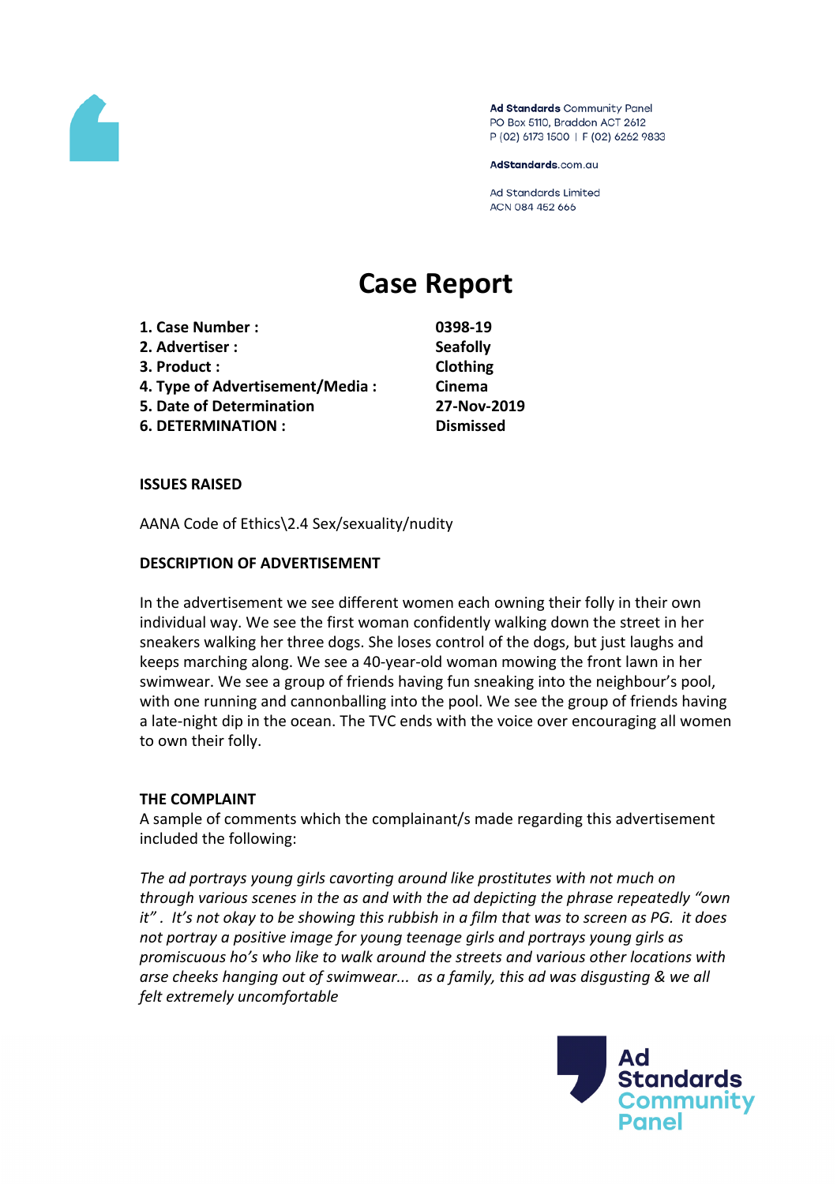Ad Standards Community Panel
PO Box 5110, Braddon ACT 2612
P (02) 6173 1500 | F (02) 6262 9833

AdStandards.com.au

Ad Standards Limited
ACN 084 452 666

# Case Report

| | |
|---|---|
| **1. Case Number :** | **0398-19** |
| **2. Advertiser :** | **Seafolly** |
| **3. Product :** | **Clothing** |
| **4. Type of Advertisement/Media :** | **Cinema** |
| **5. Date of Determination** | **27-Nov-2019** |
| **6. DETERMINATION :** | **Dismissed** |

**ISSUES RAISED**

AANA Code of Ethics\2.4 Sex/sexuality/nudity

**DESCRIPTION OF ADVERTISEMENT**

In the advertisement we see different women each owning their folly in their own individual way. We see the first woman confidently walking down the street in her sneakers walking her three dogs. She loses control of the dogs, but just laughs and keeps marching along. We see a 40-year-old woman mowing the front lawn in her swimwear. We see a group of friends having fun sneaking into the neighbour's pool, with one running and cannonballing into the pool. We see the group of friends having a late-night dip in the ocean. The TVC ends with the voice over encouraging all women to own their folly.

**THE COMPLAINT**

A sample of comments which the complainant/s made regarding this advertisement included the following:

*The ad portrays young girls cavorting around like prostitutes with not much on through various scenes in the as and with the ad depicting the phrase repeatedly "own it". It's not okay to be showing this rubbish in a film that was to screen as PG. it does not portray a positive image for young teenage girls and portrays young girls as promiscuous ho's who like to walk around the streets and various other locations with arse cheeks hanging out of swimwear... as a family, this ad was disgusting & we all felt extremely uncomfortable*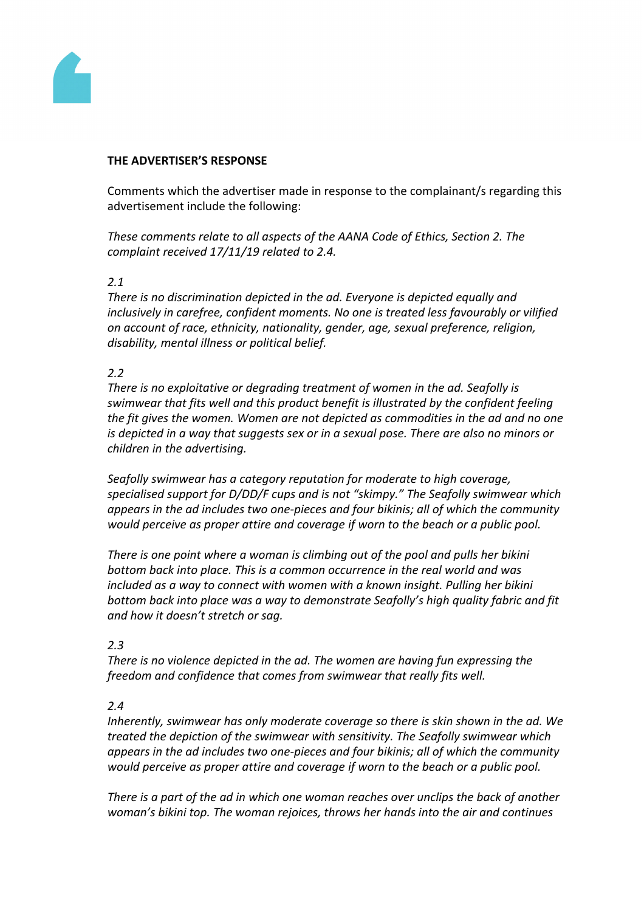**THE ADVERTISER'S RESPONSE**

Comments which the advertiser made in response to the complainant/s regarding this advertisement include the following:

*These comments relate to all aspects of the AANA Code of Ethics, Section 2. The complaint received 17/11/19 related to 2.4.*

*2.1*

*There is no discrimination depicted in the ad. Everyone is depicted equally and inclusively in carefree, confident moments. No one is treated less favourably or vilified on account of race, ethnicity, nationality, gender, age, sexual preference, religion, disability, mental illness or political belief.*

*2.2*

*There is no exploitative or degrading treatment of women in the ad. Seafolly is swimwear that fits well and this product benefit is illustrated by the confident feeling the fit gives the women. Women are not depicted as commodities in the ad and no one is depicted in a way that suggests sex or in a sexual pose. There are also no minors or children in the advertising.*

*Seafolly swimwear has a category reputation for moderate to high coverage, specialised support for D/DD/F cups and is not "skimpy." The Seafolly swimwear which appears in the ad includes two one-pieces and four bikinis; all of which the community would perceive as proper attire and coverage if worn to the beach or a public pool.*

*There is one point where a woman is climbing out of the pool and pulls her bikini bottom back into place. This is a common occurrence in the real world and was included as a way to connect with women with a known insight. Pulling her bikini bottom back into place was a way to demonstrate Seafolly's high quality fabric and fit and how it doesn't stretch or sag.*

*2.3*

*There is no violence depicted in the ad. The women are having fun expressing the freedom and confidence that comes from swimwear that really fits well.*

*2.4*

*Inherently, swimwear has only moderate coverage so there is skin shown in the ad. We treated the depiction of the swimwear with sensitivity. The Seafolly swimwear which appears in the ad includes two one-pieces and four bikinis; all of which the community would perceive as proper attire and coverage if worn to the beach or a public pool.*

*There is a part of the ad in which one woman reaches over unclips the back of another woman's bikini top. The woman rejoices, throws her hands into the air and continues*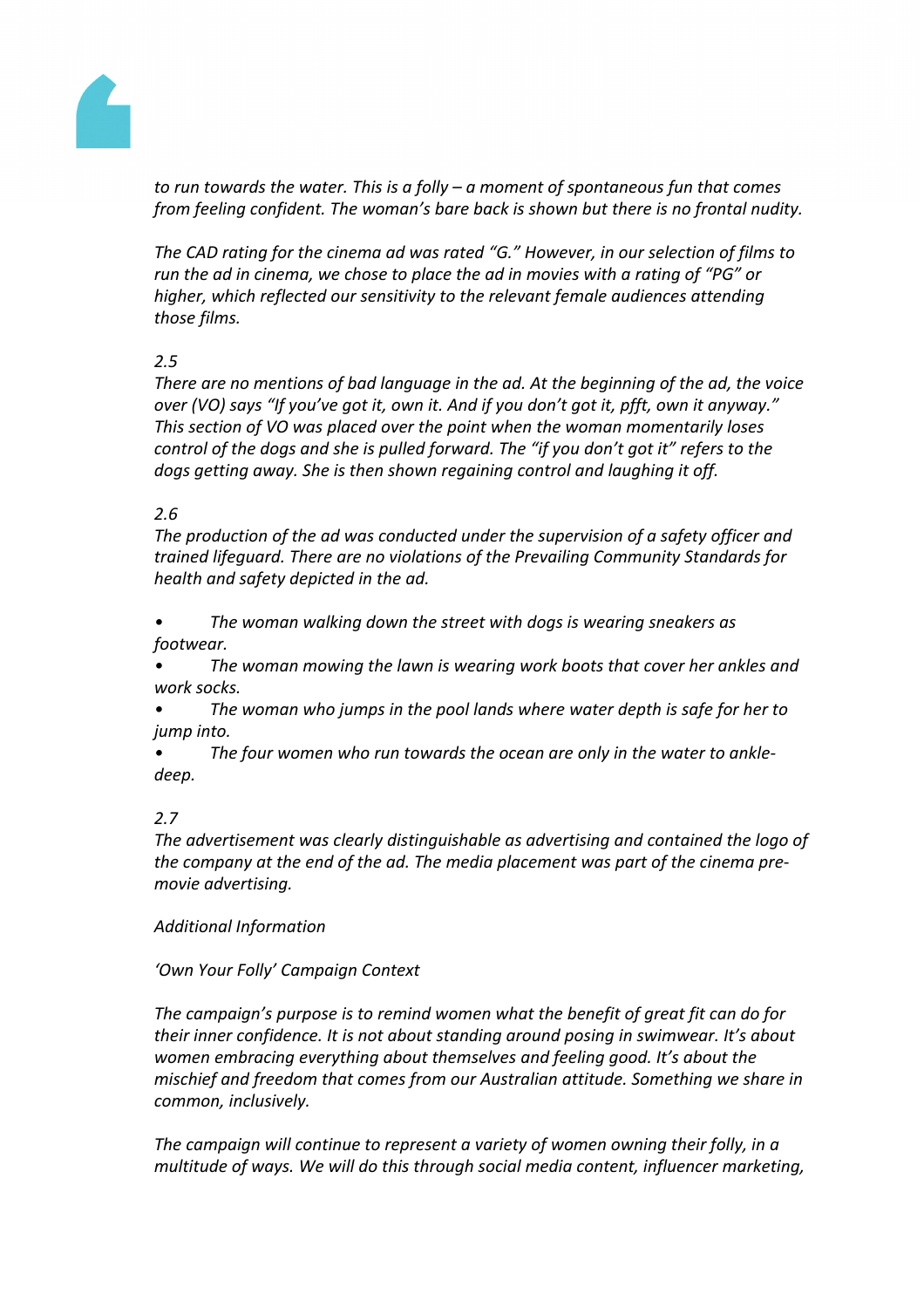*to run towards the water. This is a folly – a moment of spontaneous fun that comes from feeling confident. The woman's bare back is shown but there is no frontal nudity.*

*The CAD rating for the cinema ad was rated "G." However, in our selection of films to run the ad in cinema, we chose to place the ad in movies with a rating of "PG" or higher, which reflected our sensitivity to the relevant female audiences attending those films.*

*2.5*

*There are no mentions of bad language in the ad. At the beginning of the ad, the voice over (VO) says "If you've got it, own it. And if you don't got it, pfft, own it anyway." This section of VO was placed over the point when the woman momentarily loses control of the dogs and she is pulled forward. The "if you don't got it" refers to the dogs getting away. She is then shown regaining control and laughing it off.*

*2.6*

*The production of the ad was conducted under the supervision of a safety officer and trained lifeguard. There are no violations of the Prevailing Community Standards for health and safety depicted in the ad.*

- *The woman walking down the street with dogs is wearing sneakers as footwear.*
- *The woman mowing the lawn is wearing work boots that cover her ankles and work socks.*
- *The woman who jumps in the pool lands where water depth is safe for her to jump into.*
- *The four women who run towards the ocean are only in the water to ankle-deep.*

*2.7*

*The advertisement was clearly distinguishable as advertising and contained the logo of the company at the end of the ad. The media placement was part of the cinema pre-movie advertising.*

*Additional Information*

*'Own Your Folly' Campaign Context*

*The campaign's purpose is to remind women what the benefit of great fit can do for their inner confidence. It is not about standing around posing in swimwear. It's about women embracing everything about themselves and feeling good. It's about the mischief and freedom that comes from our Australian attitude. Something we share in common, inclusively.*

*The campaign will continue to represent a variety of women owning their folly, in a multitude of ways. We will do this through social media content, influencer marketing,*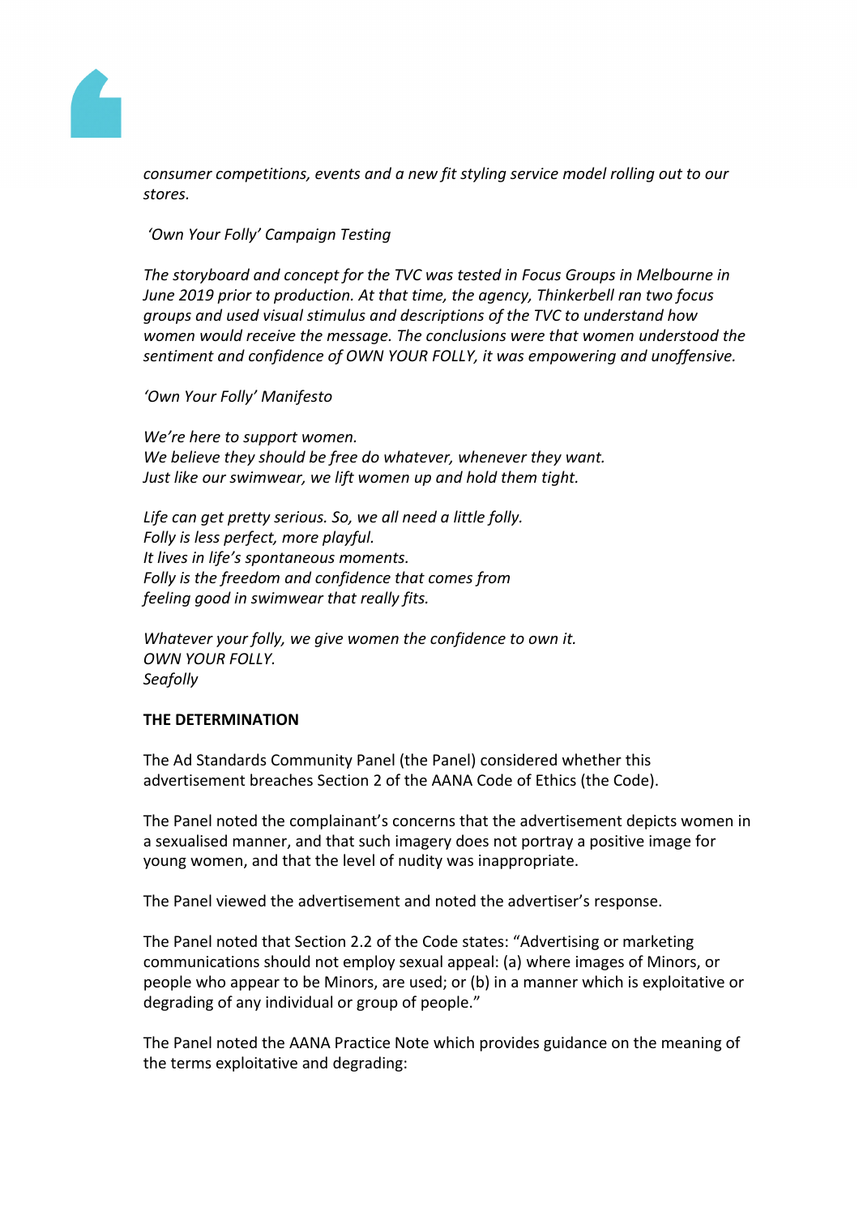*consumer competitions, events and a new fit styling service model rolling out to our stores.*

*'Own Your Folly' Campaign Testing*

*The storyboard and concept for the TVC was tested in Focus Groups in Melbourne in June 2019 prior to production. At that time, the agency, Thinkerbell ran two focus groups and used visual stimulus and descriptions of the TVC to understand how women would receive the message. The conclusions were that women understood the sentiment and confidence of OWN YOUR FOLLY, it was empowering and unoffensive.*

*'Own Your Folly' Manifesto*

*We're here to support women.*
*We believe they should be free do whatever, whenever they want.*
*Just like our swimwear, we lift women up and hold them tight.*

*Life can get pretty serious. So, we all need a little folly.*
*Folly is less perfect, more playful.*
*It lives in life's spontaneous moments.*
*Folly is the freedom and confidence that comes from*
*feeling good in swimwear that really fits.*

*Whatever your folly, we give women the confidence to own it.*
*OWN YOUR FOLLY.*
*Seafolly*

**THE DETERMINATION**

The Ad Standards Community Panel (the Panel) considered whether this advertisement breaches Section 2 of the AANA Code of Ethics (the Code).

The Panel noted the complainant's concerns that the advertisement depicts women in a sexualised manner, and that such imagery does not portray a positive image for young women, and that the level of nudity was inappropriate.

The Panel viewed the advertisement and noted the advertiser's response.

The Panel noted that Section 2.2 of the Code states: "Advertising or marketing communications should not employ sexual appeal: (a) where images of Minors, or people who appear to be Minors, are used; or (b) in a manner which is exploitative or degrading of any individual or group of people."

The Panel noted the AANA Practice Note which provides guidance on the meaning of the terms exploitative and degrading: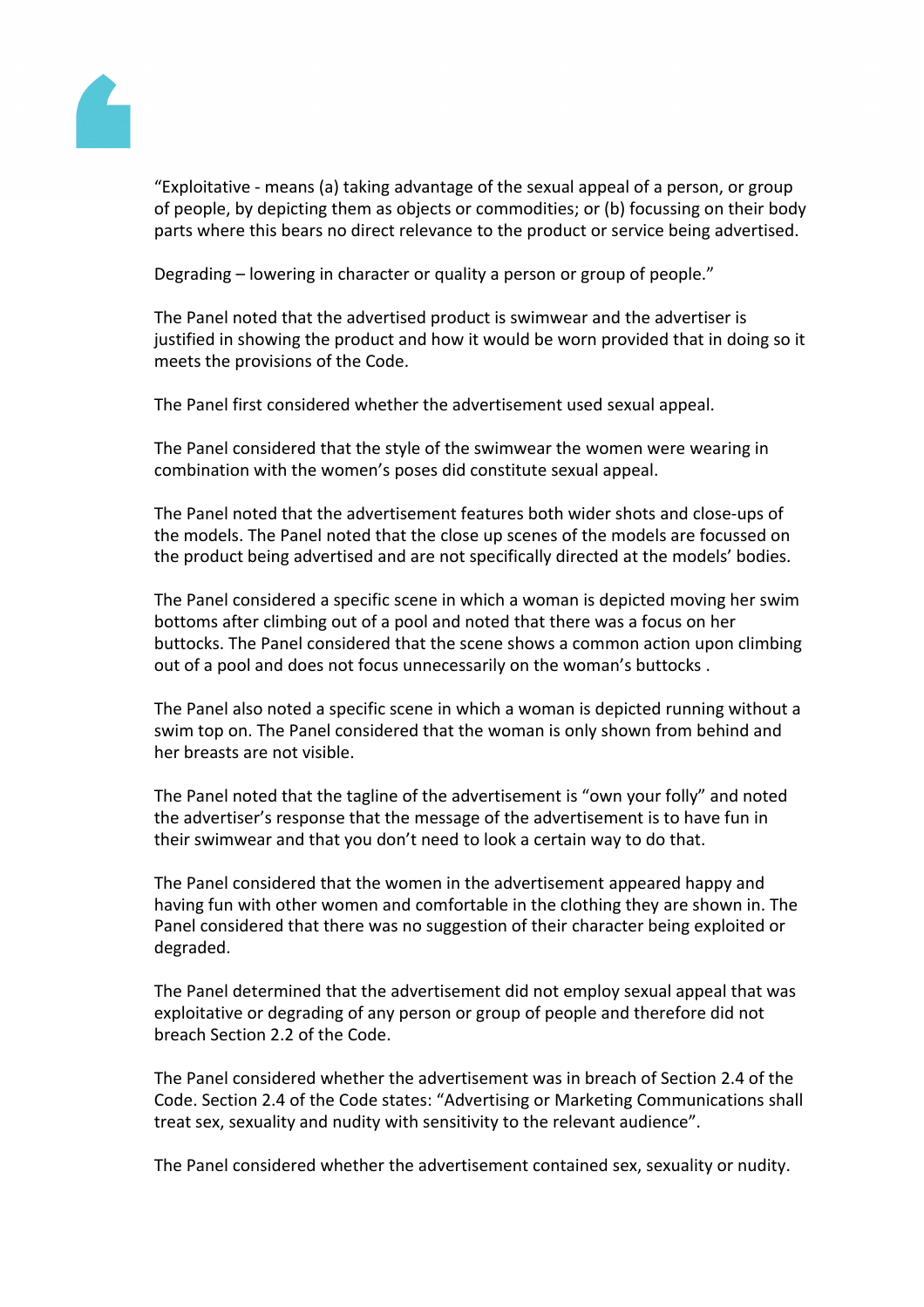"Exploitative - means (a) taking advantage of the sexual appeal of a person, or group of people, by depicting them as objects or commodities; or (b) focussing on their body parts where this bears no direct relevance to the product or service being advertised.

Degrading – lowering in character or quality a person or group of people."

The Panel noted that the advertised product is swimwear and the advertiser is justified in showing the product and how it would be worn provided that in doing so it meets the provisions of the Code.

The Panel first considered whether the advertisement used sexual appeal.

The Panel considered that the style of the swimwear the women were wearing in combination with the women's poses did constitute sexual appeal.

The Panel noted that the advertisement features both wider shots and close-ups of the models. The Panel noted that the close up scenes of the models are focussed on the product being advertised and are not specifically directed at the models' bodies.

The Panel considered a specific scene in which a woman is depicted moving her swim bottoms after climbing out of a pool and noted that there was a focus on her buttocks. The Panel considered that the scene shows a common action upon climbing out of a pool and does not focus unnecessarily on the woman's buttocks .

The Panel also noted a specific scene in which a woman is depicted running without a swim top on. The Panel considered that the woman is only shown from behind and her breasts are not visible.

The Panel noted that the tagline of the advertisement is "own your folly" and noted the advertiser's response that the message of the advertisement is to have fun in their swimwear and that you don't need to look a certain way to do that.

The Panel considered that the women in the advertisement appeared happy and having fun with other women and comfortable in the clothing they are shown in. The Panel considered that there was no suggestion of their character being exploited or degraded.

The Panel determined that the advertisement did not employ sexual appeal that was exploitative or degrading of any person or group of people and therefore did not breach Section 2.2 of the Code.

The Panel considered whether the advertisement was in breach of Section 2.4 of the Code. Section 2.4 of the Code states: "Advertising or Marketing Communications shall treat sex, sexuality and nudity with sensitivity to the relevant audience".

The Panel considered whether the advertisement contained sex, sexuality or nudity.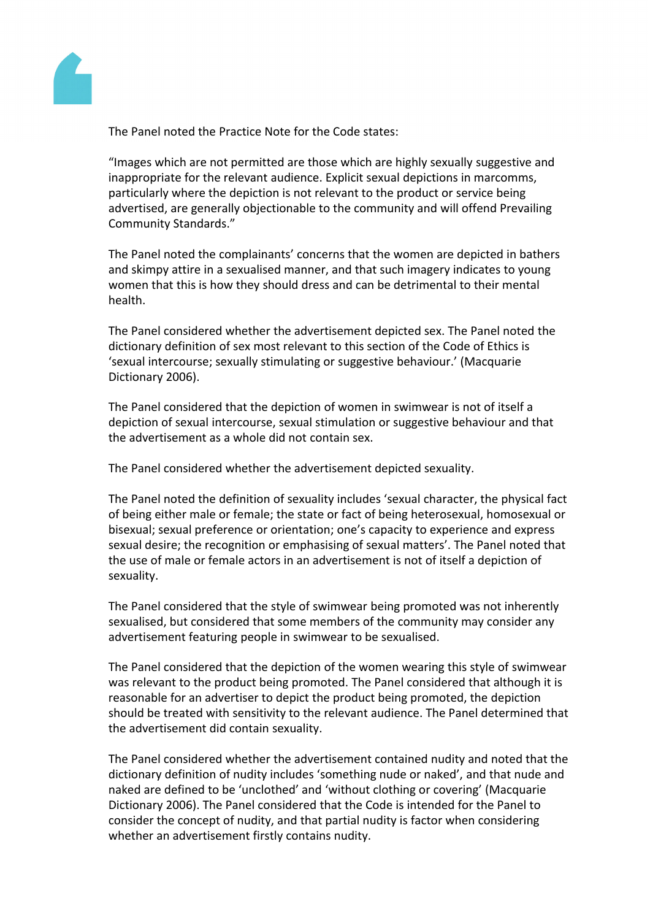The Panel noted the Practice Note for the Code states:

"Images which are not permitted are those which are highly sexually suggestive and inappropriate for the relevant audience. Explicit sexual depictions in marcomms, particularly where the depiction is not relevant to the product or service being advertised, are generally objectionable to the community and will offend Prevailing Community Standards."

The Panel noted the complainants' concerns that the women are depicted in bathers and skimpy attire in a sexualised manner, and that such imagery indicates to young women that this is how they should dress and can be detrimental to their mental health.

The Panel considered whether the advertisement depicted sex. The Panel noted the dictionary definition of sex most relevant to this section of the Code of Ethics is 'sexual intercourse; sexually stimulating or suggestive behaviour.' (Macquarie Dictionary 2006).

The Panel considered that the depiction of women in swimwear is not of itself a depiction of sexual intercourse, sexual stimulation or suggestive behaviour and that the advertisement as a whole did not contain sex.

The Panel considered whether the advertisement depicted sexuality.

The Panel noted the definition of sexuality includes 'sexual character, the physical fact of being either male or female; the state or fact of being heterosexual, homosexual or bisexual; sexual preference or orientation; one's capacity to experience and express sexual desire; the recognition or emphasising of sexual matters'. The Panel noted that the use of male or female actors in an advertisement is not of itself a depiction of sexuality.

The Panel considered that the style of swimwear being promoted was not inherently sexualised, but considered that some members of the community may consider any advertisement featuring people in swimwear to be sexualised.

The Panel considered that the depiction of the women wearing this style of swimwear was relevant to the product being promoted. The Panel considered that although it is reasonable for an advertiser to depict the product being promoted, the depiction should be treated with sensitivity to the relevant audience. The Panel determined that the advertisement did contain sexuality.

The Panel considered whether the advertisement contained nudity and noted that the dictionary definition of nudity includes 'something nude or naked', and that nude and naked are defined to be 'unclothed' and 'without clothing or covering' (Macquarie Dictionary 2006). The Panel considered that the Code is intended for the Panel to consider the concept of nudity, and that partial nudity is factor when considering whether an advertisement firstly contains nudity.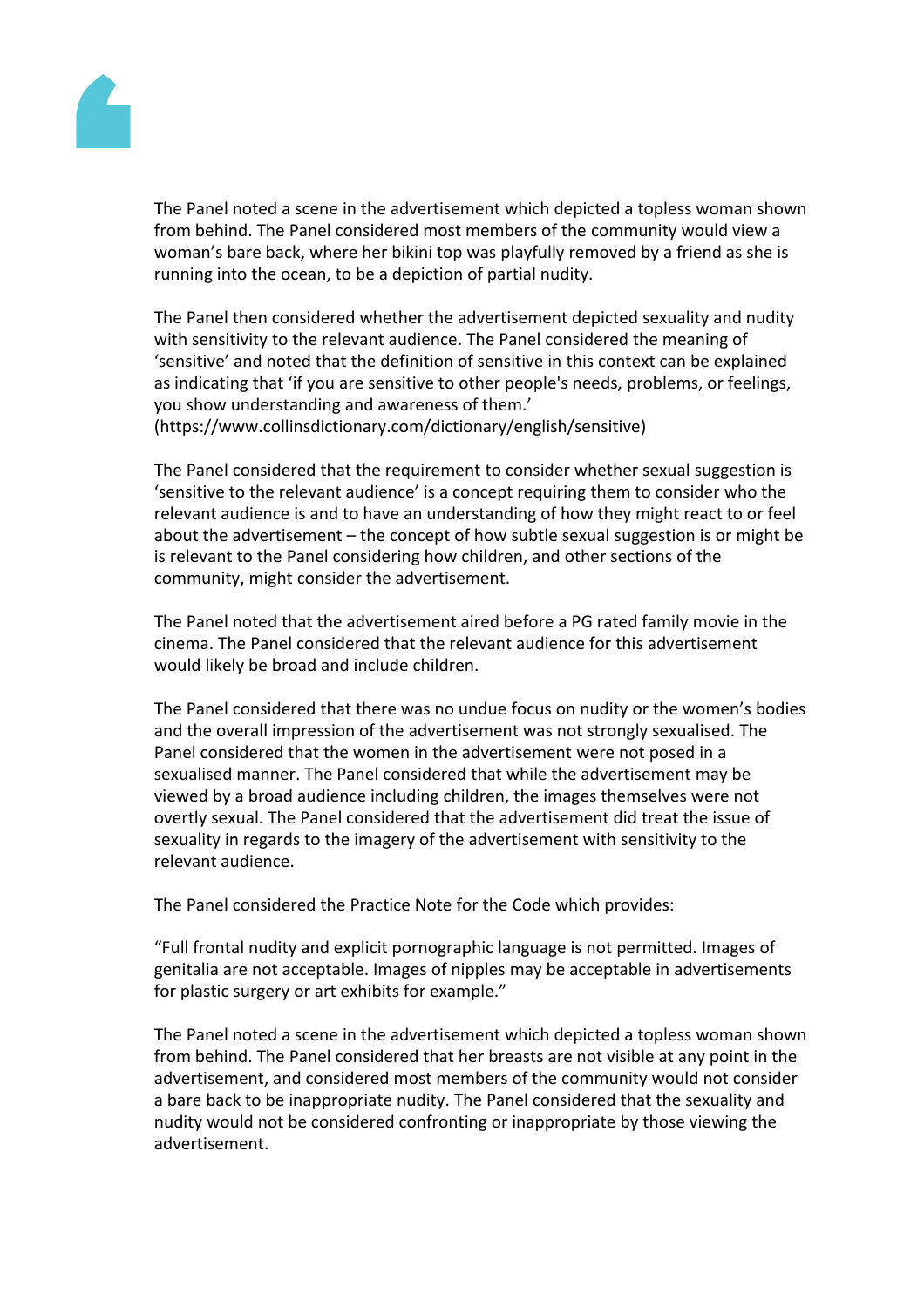The Panel noted a scene in the advertisement which depicted a topless woman shown from behind. The Panel considered most members of the community would view a woman's bare back, where her bikini top was playfully removed by a friend as she is running into the ocean, to be a depiction of partial nudity.

The Panel then considered whether the advertisement depicted sexuality and nudity with sensitivity to the relevant audience. The Panel considered the meaning of 'sensitive' and noted that the definition of sensitive in this context can be explained as indicating that 'if you are sensitive to other people's needs, problems, or feelings, you show understanding and awareness of them.' (https://www.collinsdictionary.com/dictionary/english/sensitive)

The Panel considered that the requirement to consider whether sexual suggestion is 'sensitive to the relevant audience' is a concept requiring them to consider who the relevant audience is and to have an understanding of how they might react to or feel about the advertisement – the concept of how subtle sexual suggestion is or might be is relevant to the Panel considering how children, and other sections of the community, might consider the advertisement.

The Panel noted that the advertisement aired before a PG rated family movie in the cinema. The Panel considered that the relevant audience for this advertisement would likely be broad and include children.

The Panel considered that there was no undue focus on nudity or the women's bodies and the overall impression of the advertisement was not strongly sexualised. The Panel considered that the women in the advertisement were not posed in a sexualised manner. The Panel considered that while the advertisement may be viewed by a broad audience including children, the images themselves were not overtly sexual. The Panel considered that the advertisement did treat the issue of sexuality in regards to the imagery of the advertisement with sensitivity to the relevant audience.

The Panel considered the Practice Note for the Code which provides:

"Full frontal nudity and explicit pornographic language is not permitted. Images of genitalia are not acceptable. Images of nipples may be acceptable in advertisements for plastic surgery or art exhibits for example."

The Panel noted a scene in the advertisement which depicted a topless woman shown from behind. The Panel considered that her breasts are not visible at any point in the advertisement, and considered most members of the community would not consider a bare back to be inappropriate nudity. The Panel considered that the sexuality and nudity would not be considered confronting or inappropriate by those viewing the advertisement.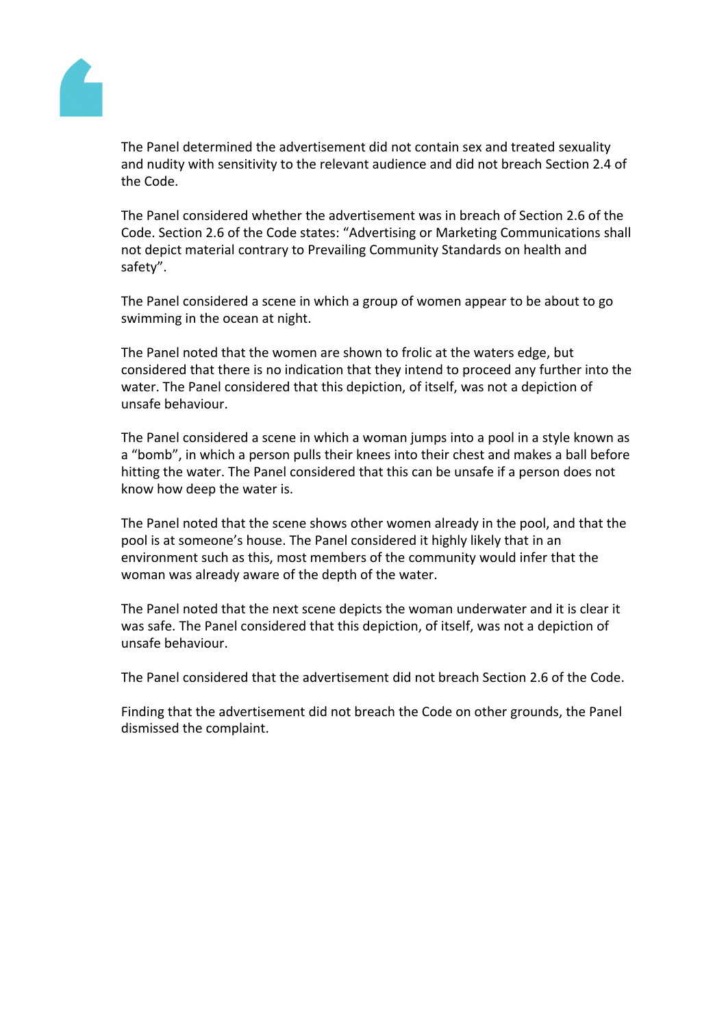The Panel determined the advertisement did not contain sex and treated sexuality and nudity with sensitivity to the relevant audience and did not breach Section 2.4 of the Code.

The Panel considered whether the advertisement was in breach of Section 2.6 of the Code. Section 2.6 of the Code states: "Advertising or Marketing Communications shall not depict material contrary to Prevailing Community Standards on health and safety".

The Panel considered a scene in which a group of women appear to be about to go swimming in the ocean at night.

The Panel noted that the women are shown to frolic at the waters edge, but considered that there is no indication that they intend to proceed any further into the water. The Panel considered that this depiction, of itself, was not a depiction of unsafe behaviour.

The Panel considered a scene in which a woman jumps into a pool in a style known as a "bomb", in which a person pulls their knees into their chest and makes a ball before hitting the water. The Panel considered that this can be unsafe if a person does not know how deep the water is.

The Panel noted that the scene shows other women already in the pool, and that the pool is at someone's house. The Panel considered it highly likely that in an environment such as this, most members of the community would infer that the woman was already aware of the depth of the water.

The Panel noted that the next scene depicts the woman underwater and it is clear it was safe. The Panel considered that this depiction, of itself, was not a depiction of unsafe behaviour.

The Panel considered that the advertisement did not breach Section 2.6 of the Code.

Finding that the advertisement did not breach the Code on other grounds, the Panel dismissed the complaint.